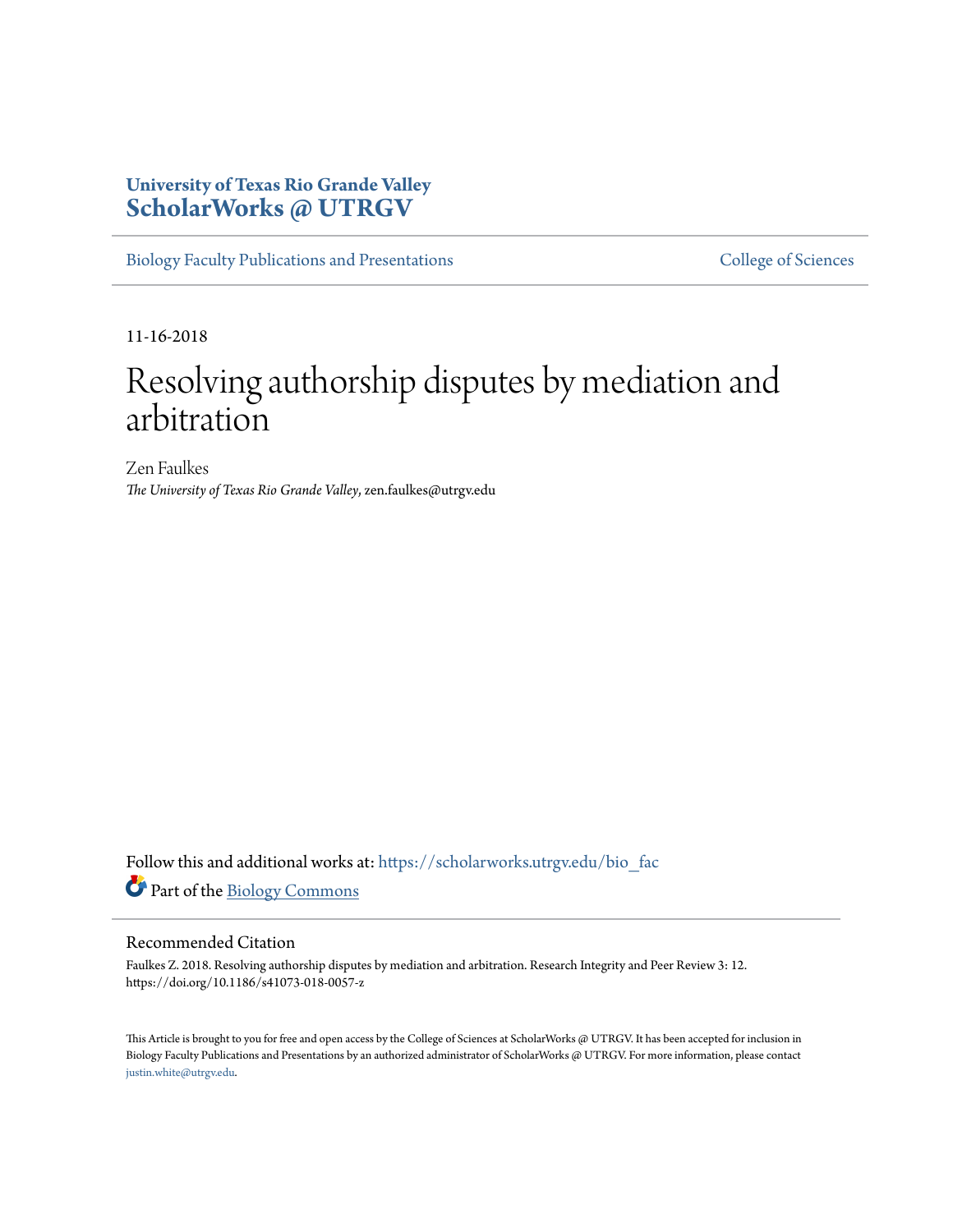University of Texas Rio Grande Valley
**ScholarWorks @ UTRGV**

Biology Faculty Publications and Presentations

College of Sciences

11-16-2018

# Resolving authorship disputes by mediation and arbitration

Zen Faulkes
*The University of Texas Rio Grande Valley*, zen.faulkes@utrgv.edu

Follow this and additional works at: https://scholarworks.utrgv.edu/bio_fac

Part of the Biology Commons

## Recommended Citation

Faulkes Z. 2018. Resolving authorship disputes by mediation and arbitration. Research Integrity and Peer Review 3: 12. https://doi.org/10.1186/s41073-018-0057-z

This Article is brought to you for free and open access by the College of Sciences at ScholarWorks @ UTRGV. It has been accepted for inclusion in Biology Faculty Publications and Presentations by an authorized administrator of ScholarWorks @ UTRGV. For more information, please contact justin.white@utrgv.edu.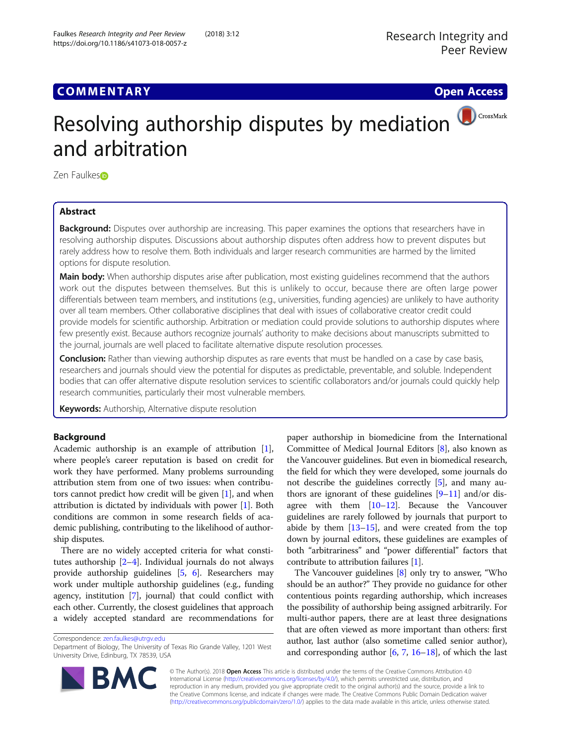# Resolving authorship disputes by mediation and arbitration

Zen Faulkes

## Abstract

**Background:** Disputes over authorship are increasing. This paper examines the options that researchers have in resolving authorship disputes. Discussions about authorship disputes often address how to prevent disputes but rarely address how to resolve them. Both individuals and larger research communities are harmed by the limited options for dispute resolution.

**Main body:** When authorship disputes arise after publication, most existing guidelines recommend that the authors work out the disputes between themselves. But this is unlikely to occur, because there are often large power differentials between team members, and institutions (e.g., universities, funding agencies) are unlikely to have authority over all team members. Other collaborative disciplines that deal with issues of collaborative creator credit could provide models for scientific authorship. Arbitration or mediation could provide solutions to authorship disputes where few presently exist. Because authors recognize journals' authority to make decisions about manuscripts submitted to the journal, journals are well placed to facilitate alternative dispute resolution processes.

**Conclusion:** Rather than viewing authorship disputes as rare events that must be handled on a case by case basis, researchers and journals should view the potential for disputes as predictable, preventable, and soluble. Independent bodies that can offer alternative dispute resolution services to scientific collaborators and/or journals could quickly help research communities, particularly their most vulnerable members.

**Keywords:** Authorship, Alternative dispute resolution

## Background

Academic authorship is an example of attribution [1], where people's career reputation is based on credit for work they have performed. Many problems surrounding attribution stem from one of two issues: when contributors cannot predict how credit will be given [1], and when attribution is dictated by individuals with power [1]. Both conditions are common in some research fields of academic publishing, contributing to the likelihood of authorship disputes.

There are no widely accepted criteria for what constitutes authorship [2–4]. Individual journals do not always provide authorship guidelines [5, 6]. Researchers may work under multiple authorship guidelines (e.g., funding agency, institution [7], journal) that could conflict with each other. Currently, the closest guidelines that approach a widely accepted standard are recommendations for paper authorship in biomedicine from the International Committee of Medical Journal Editors [8], also known as the Vancouver guidelines. But even in biomedical research, the field for which they were developed, some journals do not describe the guidelines correctly [5], and many authors are ignorant of these guidelines [9–11] and/or disagree with them [10–12]. Because the Vancouver guidelines are rarely followed by journals that purport to abide by them [13–15], and were created from the top down by journal editors, these guidelines are examples of both "arbitrariness" and "power differential" factors that contribute to attribution failures [1].

The Vancouver guidelines [8] only try to answer, "Who should be an author?" They provide no guidance for other contentious points regarding authorship, which increases the possibility of authorship being assigned arbitrarily. For multi-author papers, there are at least three designations that are often viewed as more important than others: first author, last author (also sometime called senior author), and corresponding author [6, 7, 16–18], of which the last

Correspondence: zen.faulkes@utrgv.edu
Department of Biology, The University of Texas Rio Grande Valley, 1201 West University Drive, Edinburg, TX 78539, USA

© The Author(s). 2018 **Open Access** This article is distributed under the terms of the Creative Commons Attribution 4.0 International License (http://creativecommons.org/licenses/by/4.0/), which permits unrestricted use, distribution, and reproduction in any medium, provided you give appropriate credit to the original author(s) and the source, provide a link to the Creative Commons license, and indicate if changes were made. The Creative Commons Public Domain Dedication waiver (http://creativecommons.org/publicdomain/zero/1.0/) applies to the data made available in this article, unless otherwise stated.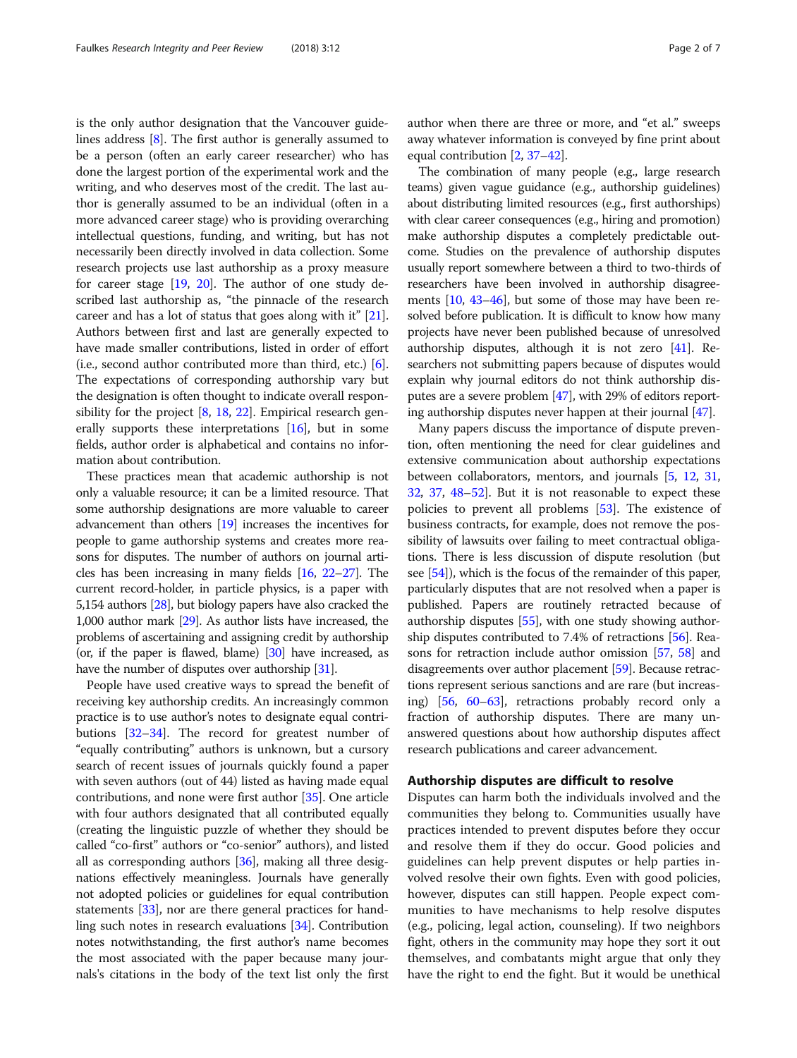is the only author designation that the Vancouver guidelines address [8]. The first author is generally assumed to be a person (often an early career researcher) who has done the largest portion of the experimental work and the writing, and who deserves most of the credit. The last author is generally assumed to be an individual (often in a more advanced career stage) who is providing overarching intellectual questions, funding, and writing, but has not necessarily been directly involved in data collection. Some research projects use last authorship as a proxy measure for career stage [19, 20]. The author of one study described last authorship as, "the pinnacle of the research career and has a lot of status that goes along with it" [21]. Authors between first and last are generally expected to have made smaller contributions, listed in order of effort (i.e., second author contributed more than third, etc.) [6]. The expectations of corresponding authorship vary but the designation is often thought to indicate overall responsibility for the project [8, 18, 22]. Empirical research generally supports these interpretations [16], but in some fields, author order is alphabetical and contains no information about contribution.

These practices mean that academic authorship is not only a valuable resource; it can be a limited resource. That some authorship designations are more valuable to career advancement than others [19] increases the incentives for people to game authorship systems and creates more reasons for disputes. The number of authors on journal articles has been increasing in many fields [16, 22–27]. The current record-holder, in particle physics, is a paper with 5,154 authors [28], but biology papers have also cracked the 1,000 author mark [29]. As author lists have increased, the problems of ascertaining and assigning credit by authorship (or, if the paper is flawed, blame) [30] have increased, as have the number of disputes over authorship [31].

People have used creative ways to spread the benefit of receiving key authorship credits. An increasingly common practice is to use author's notes to designate equal contributions [32–34]. The record for greatest number of "equally contributing" authors is unknown, but a cursory search of recent issues of journals quickly found a paper with seven authors (out of 44) listed as having made equal contributions, and none were first author [35]. One article with four authors designated that all contributed equally (creating the linguistic puzzle of whether they should be called "co-first" authors or "co-senior" authors), and listed all as corresponding authors [36], making all three designations effectively meaningless. Journals have generally not adopted policies or guidelines for equal contribution statements [33], nor are there general practices for handling such notes in research evaluations [34]. Contribution notes notwithstanding, the first author's name becomes the most associated with the paper because many journals's citations in the body of the text list only the first author when there are three or more, and "et al." sweeps away whatever information is conveyed by fine print about equal contribution [2, 37–42].

The combination of many people (e.g., large research teams) given vague guidance (e.g., authorship guidelines) about distributing limited resources (e.g., first authorships) with clear career consequences (e.g., hiring and promotion) make authorship disputes a completely predictable outcome. Studies on the prevalence of authorship disputes usually report somewhere between a third to two-thirds of researchers have been involved in authorship disagreements [10, 43–46], but some of those may have been resolved before publication. It is difficult to know how many projects have never been published because of unresolved authorship disputes, although it is not zero [41]. Researchers not submitting papers because of disputes would explain why journal editors do not think authorship disputes are a severe problem [47], with 29% of editors reporting authorship disputes never happen at their journal [47].

Many papers discuss the importance of dispute prevention, often mentioning the need for clear guidelines and extensive communication about authorship expectations between collaborators, mentors, and journals [5, 12, 31, 32, 37, 48–52]. But it is not reasonable to expect these policies to prevent all problems [53]. The existence of business contracts, for example, does not remove the possibility of lawsuits over failing to meet contractual obligations. There is less discussion of dispute resolution (but see [54]), which is the focus of the remainder of this paper, particularly disputes that are not resolved when a paper is published. Papers are routinely retracted because of authorship disputes [55], with one study showing authorship disputes contributed to 7.4% of retractions [56]. Reasons for retraction include author omission [57, 58] and disagreements over author placement [59]. Because retractions represent serious sanctions and are rare (but increasing) [56, 60–63], retractions probably record only a fraction of authorship disputes. There are many unanswered questions about how authorship disputes affect research publications and career advancement.

## Authorship disputes are difficult to resolve

Disputes can harm both the individuals involved and the communities they belong to. Communities usually have practices intended to prevent disputes before they occur and resolve them if they do occur. Good policies and guidelines can help prevent disputes or help parties involved resolve their own fights. Even with good policies, however, disputes can still happen. People expect communities to have mechanisms to help resolve disputes (e.g., policing, legal action, counseling). If two neighbors fight, others in the community may hope they sort it out themselves, and combatants might argue that only they have the right to end the fight. But it would be unethical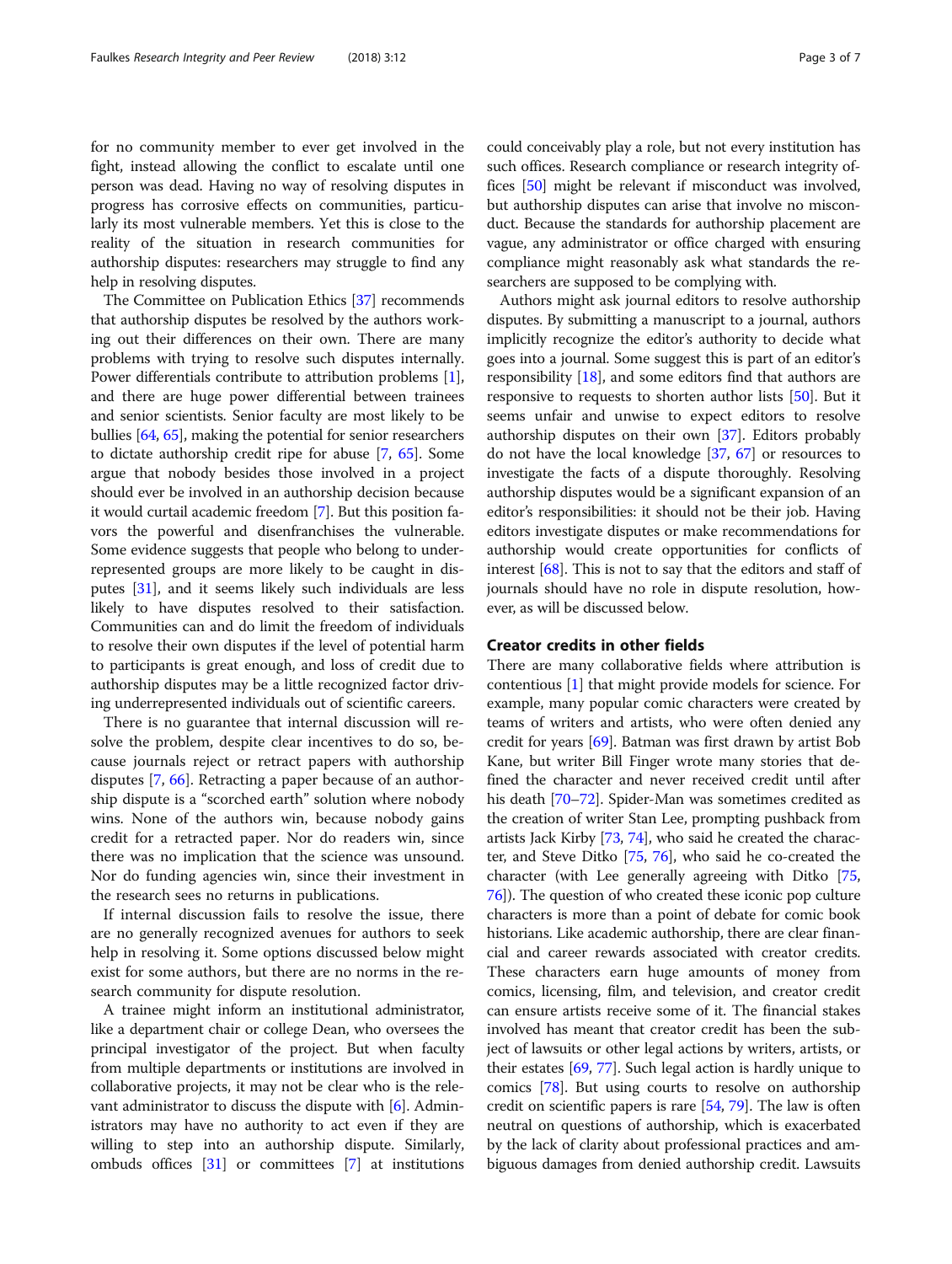for no community member to ever get involved in the fight, instead allowing the conflict to escalate until one person was dead. Having no way of resolving disputes in progress has corrosive effects on communities, particularly its most vulnerable members. Yet this is close to the reality of the situation in research communities for authorship disputes: researchers may struggle to find any help in resolving disputes.

The Committee on Publication Ethics [37] recommends that authorship disputes be resolved by the authors working out their differences on their own. There are many problems with trying to resolve such disputes internally. Power differentials contribute to attribution problems [1], and there are huge power differential between trainees and senior scientists. Senior faculty are most likely to be bullies [64, 65], making the potential for senior researchers to dictate authorship credit ripe for abuse [7, 65]. Some argue that nobody besides those involved in a project should ever be involved in an authorship decision because it would curtail academic freedom [7]. But this position favors the powerful and disenfranchises the vulnerable. Some evidence suggests that people who belong to underrepresented groups are more likely to be caught in disputes [31], and it seems likely such individuals are less likely to have disputes resolved to their satisfaction. Communities can and do limit the freedom of individuals to resolve their own disputes if the level of potential harm to participants is great enough, and loss of credit due to authorship disputes may be a little recognized factor driving underrepresented individuals out of scientific careers.

There is no guarantee that internal discussion will resolve the problem, despite clear incentives to do so, because journals reject or retract papers with authorship disputes [7, 66]. Retracting a paper because of an authorship dispute is a "scorched earth" solution where nobody wins. None of the authors win, because nobody gains credit for a retracted paper. Nor do readers win, since there was no implication that the science was unsound. Nor do funding agencies win, since their investment in the research sees no returns in publications.

If internal discussion fails to resolve the issue, there are no generally recognized avenues for authors to seek help in resolving it. Some options discussed below might exist for some authors, but there are no norms in the research community for dispute resolution.

A trainee might inform an institutional administrator, like a department chair or college Dean, who oversees the principal investigator of the project. But when faculty from multiple departments or institutions are involved in collaborative projects, it may not be clear who is the relevant administrator to discuss the dispute with [6]. Administrators may have no authority to act even if they are willing to step into an authorship dispute. Similarly, ombuds offices [31] or committees [7] at institutions could conceivably play a role, but not every institution has such offices. Research compliance or research integrity offices [50] might be relevant if misconduct was involved, but authorship disputes can arise that involve no misconduct. Because the standards for authorship placement are vague, any administrator or office charged with ensuring compliance might reasonably ask what standards the researchers are supposed to be complying with.

Authors might ask journal editors to resolve authorship disputes. By submitting a manuscript to a journal, authors implicitly recognize the editor's authority to decide what goes into a journal. Some suggest this is part of an editor's responsibility [18], and some editors find that authors are responsive to requests to shorten author lists [50]. But it seems unfair and unwise to expect editors to resolve authorship disputes on their own [37]. Editors probably do not have the local knowledge [37, 67] or resources to investigate the facts of a dispute thoroughly. Resolving authorship disputes would be a significant expansion of an editor's responsibilities: it should not be their job. Having editors investigate disputes or make recommendations for authorship would create opportunities for conflicts of interest [68]. This is not to say that the editors and staff of journals should have no role in dispute resolution, however, as will be discussed below.

## Creator credits in other fields

There are many collaborative fields where attribution is contentious [1] that might provide models for science. For example, many popular comic characters were created by teams of writers and artists, who were often denied any credit for years [69]. Batman was first drawn by artist Bob Kane, but writer Bill Finger wrote many stories that defined the character and never received credit until after his death [70–72]. Spider-Man was sometimes credited as the creation of writer Stan Lee, prompting pushback from artists Jack Kirby [73, 74], who said he created the character, and Steve Ditko [75, 76], who said he co-created the character (with Lee generally agreeing with Ditko [75, 76]). The question of who created these iconic pop culture characters is more than a point of debate for comic book historians. Like academic authorship, there are clear financial and career rewards associated with creator credits. These characters earn huge amounts of money from comics, licensing, film, and television, and creator credit can ensure artists receive some of it. The financial stakes involved has meant that creator credit has been the subject of lawsuits or other legal actions by writers, artists, or their estates [69, 77]. Such legal action is hardly unique to comics [78]. But using courts to resolve on authorship credit on scientific papers is rare [54, 79]. The law is often neutral on questions of authorship, which is exacerbated by the lack of clarity about professional practices and ambiguous damages from denied authorship credit. Lawsuits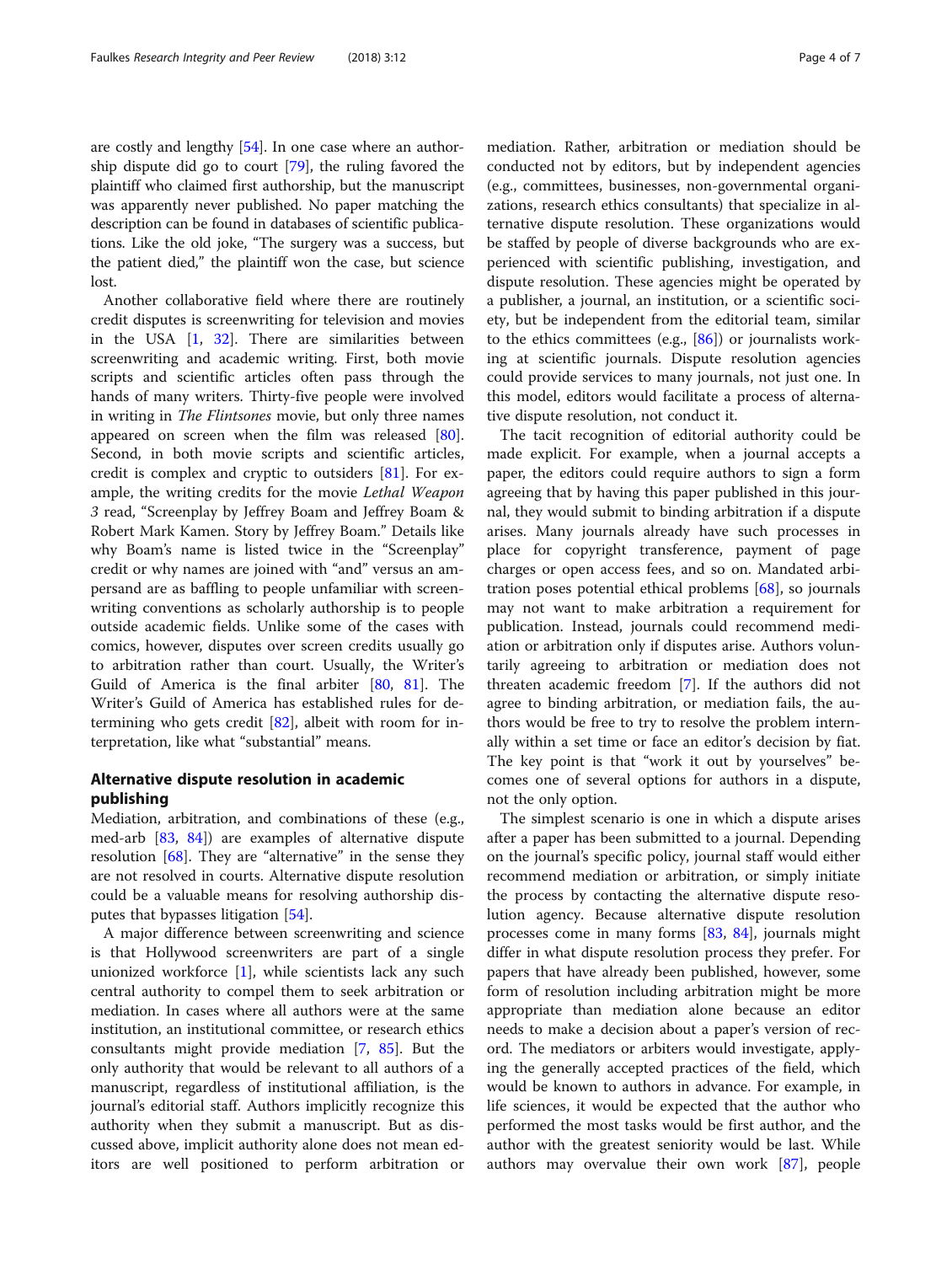are costly and lengthy [54]. In one case where an authorship dispute did go to court [79], the ruling favored the plaintiff who claimed first authorship, but the manuscript was apparently never published. No paper matching the description can be found in databases of scientific publications. Like the old joke, "The surgery was a success, but the patient died," the plaintiff won the case, but science lost.

Another collaborative field where there are routinely credit disputes is screenwriting for television and movies in the USA [1, 32]. There are similarities between screenwriting and academic writing. First, both movie scripts and scientific articles often pass through the hands of many writers. Thirty-five people were involved in writing in *The Flintsones* movie, but only three names appeared on screen when the film was released [80]. Second, in both movie scripts and scientific articles, credit is complex and cryptic to outsiders [81]. For example, the writing credits for the movie *Lethal Weapon 3* read, "Screenplay by Jeffrey Boam and Jeffrey Boam & Robert Mark Kamen. Story by Jeffrey Boam." Details like why Boam's name is listed twice in the "Screenplay" credit or why names are joined with "and" versus an ampersand are as baffling to people unfamiliar with screenwriting conventions as scholarly authorship is to people outside academic fields. Unlike some of the cases with comics, however, disputes over screen credits usually go to arbitration rather than court. Usually, the Writer's Guild of America is the final arbiter [80, 81]. The Writer's Guild of America has established rules for determining who gets credit [82], albeit with room for interpretation, like what "substantial" means.

## Alternative dispute resolution in academic publishing

Mediation, arbitration, and combinations of these (e.g., med-arb [83, 84]) are examples of alternative dispute resolution [68]. They are "alternative" in the sense they are not resolved in courts. Alternative dispute resolution could be a valuable means for resolving authorship disputes that bypasses litigation [54].

A major difference between screenwriting and science is that Hollywood screenwriters are part of a single unionized workforce [1], while scientists lack any such central authority to compel them to seek arbitration or mediation. In cases where all authors were at the same institution, an institutional committee, or research ethics consultants might provide mediation [7, 85]. But the only authority that would be relevant to all authors of a manuscript, regardless of institutional affiliation, is the journal's editorial staff. Authors implicitly recognize this authority when they submit a manuscript. But as discussed above, implicit authority alone does not mean editors are well positioned to perform arbitration or mediation. Rather, arbitration or mediation should be conducted not by editors, but by independent agencies (e.g., committees, businesses, non-governmental organizations, research ethics consultants) that specialize in alternative dispute resolution. These organizations would be staffed by people of diverse backgrounds who are experienced with scientific publishing, investigation, and dispute resolution. These agencies might be operated by a publisher, a journal, an institution, or a scientific society, but be independent from the editorial team, similar to the ethics committees (e.g., [86]) or journalists working at scientific journals. Dispute resolution agencies could provide services to many journals, not just one. In this model, editors would facilitate a process of alternative dispute resolution, not conduct it.

The tacit recognition of editorial authority could be made explicit. For example, when a journal accepts a paper, the editors could require authors to sign a form agreeing that by having this paper published in this journal, they would submit to binding arbitration if a dispute arises. Many journals already have such processes in place for copyright transference, payment of page charges or open access fees, and so on. Mandated arbitration poses potential ethical problems [68], so journals may not want to make arbitration a requirement for publication. Instead, journals could recommend mediation or arbitration only if disputes arise. Authors voluntarily agreeing to arbitration or mediation does not threaten academic freedom [7]. If the authors did not agree to binding arbitration, or mediation fails, the authors would be free to try to resolve the problem internally within a set time or face an editor's decision by fiat. The key point is that "work it out by yourselves" becomes one of several options for authors in a dispute, not the only option.

The simplest scenario is one in which a dispute arises after a paper has been submitted to a journal. Depending on the journal's specific policy, journal staff would either recommend mediation or arbitration, or simply initiate the process by contacting the alternative dispute resolution agency. Because alternative dispute resolution processes come in many forms [83, 84], journals might differ in what dispute resolution process they prefer. For papers that have already been published, however, some form of resolution including arbitration might be more appropriate than mediation alone because an editor needs to make a decision about a paper's version of record. The mediators or arbiters would investigate, applying the generally accepted practices of the field, which would be known to authors in advance. For example, in life sciences, it would be expected that the author who performed the most tasks would be first author, and the author with the greatest seniority would be last. While authors may overvalue their own work [87], people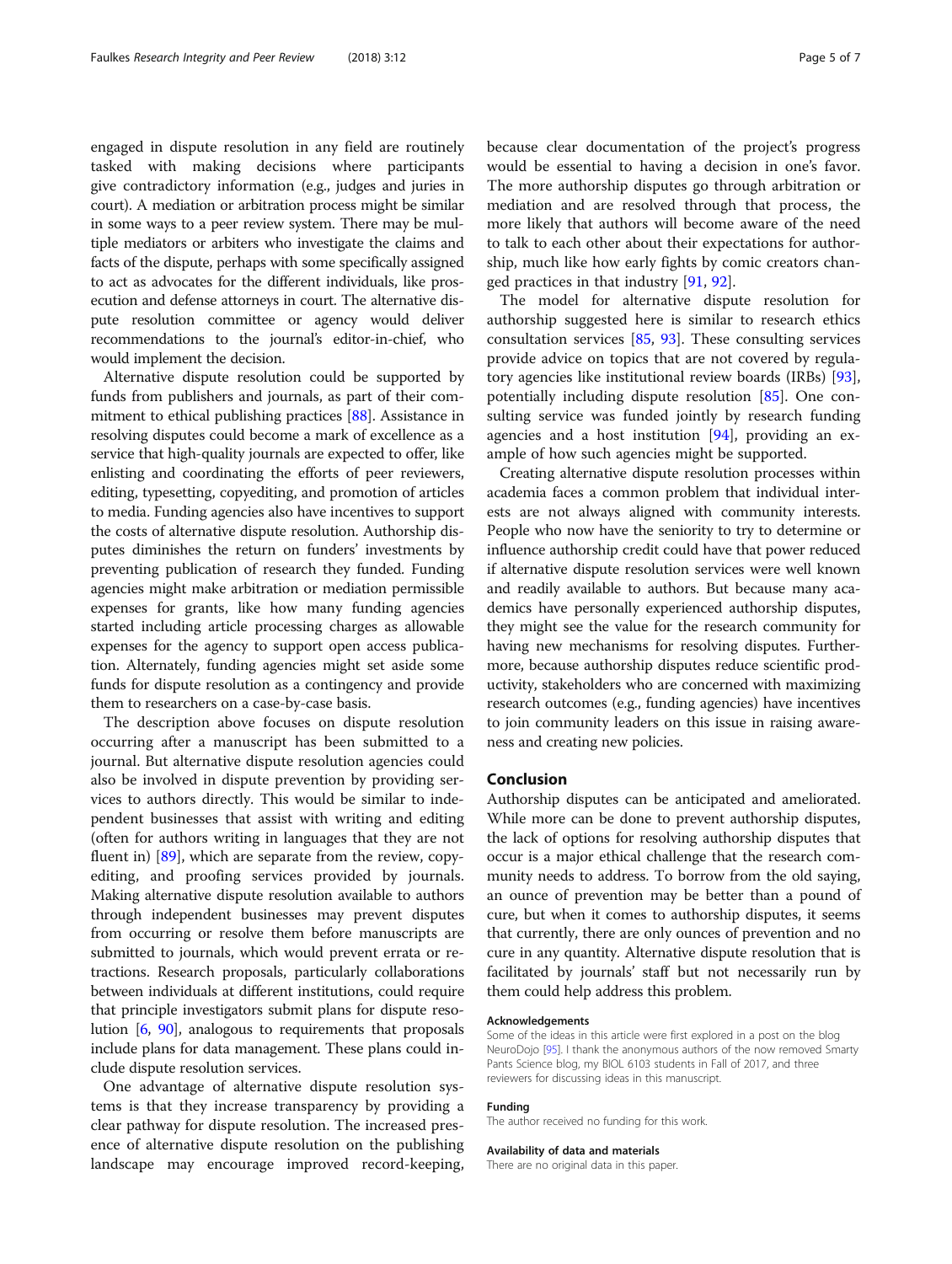engaged in dispute resolution in any field are routinely tasked with making decisions where participants give contradictory information (e.g., judges and juries in court). A mediation or arbitration process might be similar in some ways to a peer review system. There may be multiple mediators or arbiters who investigate the claims and facts of the dispute, perhaps with some specifically assigned to act as advocates for the different individuals, like prosecution and defense attorneys in court. The alternative dispute resolution committee or agency would deliver recommendations to the journal's editor-in-chief, who would implement the decision.

Alternative dispute resolution could be supported by funds from publishers and journals, as part of their commitment to ethical publishing practices [88]. Assistance in resolving disputes could become a mark of excellence as a service that high-quality journals are expected to offer, like enlisting and coordinating the efforts of peer reviewers, editing, typesetting, copyediting, and promotion of articles to media. Funding agencies also have incentives to support the costs of alternative dispute resolution. Authorship disputes diminishes the return on funders' investments by preventing publication of research they funded. Funding agencies might make arbitration or mediation permissible expenses for grants, like how many funding agencies started including article processing charges as allowable expenses for the agency to support open access publication. Alternately, funding agencies might set aside some funds for dispute resolution as a contingency and provide them to researchers on a case-by-case basis.

The description above focuses on dispute resolution occurring after a manuscript has been submitted to a journal. But alternative dispute resolution agencies could also be involved in dispute prevention by providing services to authors directly. This would be similar to independent businesses that assist with writing and editing (often for authors writing in languages that they are not fluent in) [89], which are separate from the review, copyediting, and proofing services provided by journals. Making alternative dispute resolution available to authors through independent businesses may prevent disputes from occurring or resolve them before manuscripts are submitted to journals, which would prevent errata or retractions. Research proposals, particularly collaborations between individuals at different institutions, could require that principle investigators submit plans for dispute resolution [6, 90], analogous to requirements that proposals include plans for data management. These plans could include dispute resolution services.

One advantage of alternative dispute resolution systems is that they increase transparency by providing a clear pathway for dispute resolution. The increased presence of alternative dispute resolution on the publishing landscape may encourage improved record-keeping, because clear documentation of the project's progress would be essential to having a decision in one's favor. The more authorship disputes go through arbitration or mediation and are resolved through that process, the more likely that authors will become aware of the need to talk to each other about their expectations for authorship, much like how early fights by comic creators changed practices in that industry [91, 92].

The model for alternative dispute resolution for authorship suggested here is similar to research ethics consultation services [85, 93]. These consulting services provide advice on topics that are not covered by regulatory agencies like institutional review boards (IRBs) [93], potentially including dispute resolution [85]. One consulting service was funded jointly by research funding agencies and a host institution [94], providing an example of how such agencies might be supported.

Creating alternative dispute resolution processes within academia faces a common problem that individual interests are not always aligned with community interests. People who now have the seniority to try to determine or influence authorship credit could have that power reduced if alternative dispute resolution services were well known and readily available to authors. But because many academics have personally experienced authorship disputes, they might see the value for the research community for having new mechanisms for resolving disputes. Furthermore, because authorship disputes reduce scientific productivity, stakeholders who are concerned with maximizing research outcomes (e.g., funding agencies) have incentives to join community leaders on this issue in raising awareness and creating new policies.

## Conclusion

Authorship disputes can be anticipated and ameliorated. While more can be done to prevent authorship disputes, the lack of options for resolving authorship disputes that occur is a major ethical challenge that the research community needs to address. To borrow from the old saying, an ounce of prevention may be better than a pound of cure, but when it comes to authorship disputes, it seems that currently, there are only ounces of prevention and no cure in any quantity. Alternative dispute resolution that is facilitated by journals' staff but not necessarily run by them could help address this problem.

### Acknowledgements

Some of the ideas in this article were first explored in a post on the blog NeuroDojo [95]. I thank the anonymous authors of the now removed Smarty Pants Science blog, my BIOL 6103 students in Fall of 2017, and three reviewers for discussing ideas in this manuscript.

### Funding

The author received no funding for this work.

### Availability of data and materials

There are no original data in this paper.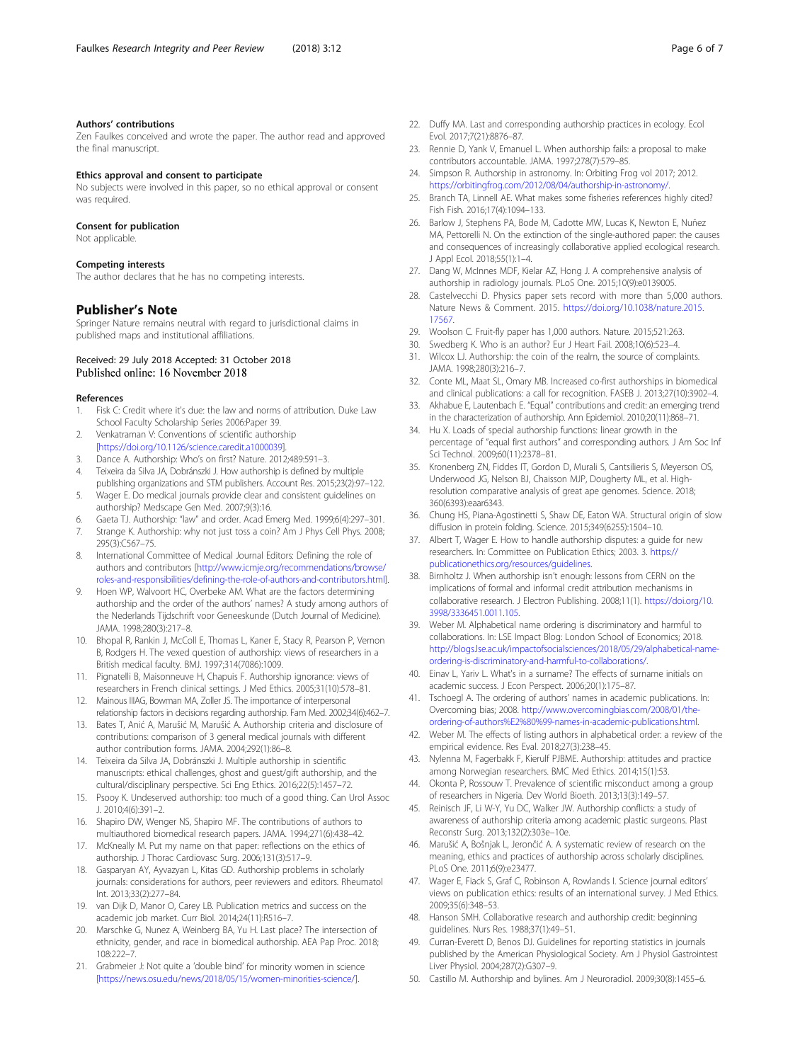### Authors' contributions

Zen Faulkes conceived and wrote the paper. The author read and approved the final manuscript.

### Ethics approval and consent to participate

No subjects were involved in this paper, so no ethical approval or consent was required.

### Consent for publication

Not applicable.

### Competing interests

The author declares that he has no competing interests.

## Publisher's Note

Springer Nature remains neutral with regard to jurisdictional claims in published maps and institutional affiliations.

Received: 29 July 2018 Accepted: 31 October 2018
Published online: 16 November 2018

### References

1. Fisk C: Credit where it's due: the law and norms of attribution. Duke Law School Faculty Scholarship Series 2006:Paper 39.
2. Venkatraman V: Conventions of scientific authorship [https://doi.org/10.1126/science.caredit.a1000039].
3. Dance A. Authorship: Who's on first? Nature. 2012;489:591–3.
4. Teixeira da Silva JA, Dobránszki J. How authorship is defined by multiple publishing organizations and STM publishers. Account Res. 2015;23(2):97–122.
5. Wager E. Do medical journals provide clear and consistent guidelines on authorship? Medscape Gen Med. 2007;9(3):16.
6. Gaeta TJ. Authorship: "law" and order. Acad Emerg Med. 1999;6(4):297–301.
7. Strange K. Authorship: why not just toss a coin? Am J Phys Cell Phys. 2008; 295(3):C567–75.
8. International Committee of Medical Journal Editors: Defining the role of authors and contributors [http://www.icmje.org/recommendations/browse/roles-and-responsibilities/defining-the-role-of-authors-and-contributors.html].
9. Hoen WP, Walvoort HC, Overbeke AM. What are the factors determining authorship and the order of the authors' names? A study among authors of the Nederlands Tijdschrift voor Geneeskunde (Dutch Journal of Medicine). JAMA. 1998;280(3):217–8.
10. Bhopal R, Rankin J, McColl E, Thomas L, Kaner E, Stacy R, Pearson P, Vernon B, Rodgers H. The vexed question of authorship: views of researchers in a British medical faculty. BMJ. 1997;314(7086):1009.
11. Pignatelli B, Maisonneuve H, Chapuis F. Authorship ignorance: views of researchers in French clinical settings. J Med Ethics. 2005;31(10):578–81.
12. Mainous IIIAG, Bowman MA, Zoller JS. The importance of interpersonal relationship factors in decisions regarding authorship. Fam Med. 2002;34(6):462–7.
13. Bates T, Anić A, Marušić M, Marušić A. Authorship criteria and disclosure of contributions: comparison of 3 general medical journals with different author contribution forms. JAMA. 2004;292(1):86–8.
14. Teixeira da Silva JA, Dobránszki J. Multiple authorship in scientific manuscripts: ethical challenges, ghost and guest/gift authorship, and the cultural/disciplinary perspective. Sci Eng Ethics. 2016;22(5):1457–72.
15. Psooy K. Undeserved authorship: too much of a good thing. Can Urol Assoc J. 2010;4(6):391–2.
16. Shapiro DW, Wenger NS, Shapiro MF. The contributions of authors to multiauthored biomedical research papers. JAMA. 1994;271(6):438–42.
17. McKneally M. Put my name on that paper: reflections on the ethics of authorship. J Thorac Cardiovasc Surg. 2006;131(3):517–9.
18. Gasparyan AY, Ayvazyan L, Kitas GD. Authorship problems in scholarly journals: considerations for authors, peer reviewers and editors. Rheumatol Int. 2013;33(2):277–84.
19. van Dijk D, Manor O, Carey LB. Publication metrics and success on the academic job market. Curr Biol. 2014;24(11):R516–7.
20. Marschke G, Nunez A, Weinberg BA, Yu H. Last place? The intersection of ethnicity, gender, and race in biomedical authorship. AEA Pap Proc. 2018; 108:222–7.
21. Grabmeier J: Not quite a 'double bind' for minority women in science [https://news.osu.edu/news/2018/05/15/women-minorities-science/].
22. Duffy MA. Last and corresponding authorship practices in ecology. Ecol Evol. 2017;7(21):8876–87.
23. Rennie D, Yank V, Emanuel L. When authorship fails: a proposal to make contributors accountable. JAMA. 1997;278(7):579–85.
24. Simpson R. Authorship in astronomy. In: Orbiting Frog vol 2017; 2012. https://orbitingfrog.com/2012/08/04/authorship-in-astronomy/.
25. Branch TA, Linnell AE. What makes some fisheries references highly cited? Fish Fish. 2016;17(4):1094–133.
26. Barlow J, Stephens PA, Bode M, Cadotte MW, Lucas K, Newton E, Nuñez MA, Pettorelli N. On the extinction of the single-authored paper: the causes and consequences of increasingly collaborative applied ecological research. J Appl Ecol. 2018;55(1):1–4.
27. Dang W, McInnes MDF, Kielar AZ, Hong J. A comprehensive analysis of authorship in radiology journals. PLoS One. 2015;10(9):e0139005.
28. Castelvecchi D. Physics paper sets record with more than 5,000 authors. Nature News & Comment. 2015. https://doi.org/10.1038/nature.2015.17567.
29. Woolson C. Fruit-fly paper has 1,000 authors. Nature. 2015;521:263.
30. Swedberg K. Who is an author? Eur J Heart Fail. 2008;10(6):523–4.
31. Wilcox LJ. Authorship: the coin of the realm, the source of complaints. JAMA. 1998;280(3):216–7.
32. Conte ML, Maat SL, Omary MB. Increased co-first authorships in biomedical and clinical publications: a call for recognition. FASEB J. 2013;27(10):3902–4.
33. Akhabue E, Lautenbach E. "Equal" contributions and credit: an emerging trend in the characterization of authorship. Ann Epidemiol. 2010;20(11):868–71.
34. Hu X. Loads of special authorship functions: linear growth in the percentage of "equal first authors" and corresponding authors. J Am Soc Inf Sci Technol. 2009;60(11):2378–81.
35. Kronenberg ZN, Fiddes IT, Gordon D, Murali S, Cantsilieris S, Meyerson OS, Underwood JG, Nelson BJ, Chaisson MJP, Dougherty ML, et al. High-resolution comparative analysis of great ape genomes. Science. 2018; 360(6393):eaar6343.
36. Chung HS, Piana-Agostinetti S, Shaw DE, Eaton WA. Structural origin of slow diffusion in protein folding. Science. 2015;349(6255):1504–10.
37. Albert T, Wager E. How to handle authorship disputes: a guide for new researchers. In: Committee on Publication Ethics; 2003. 3. https://publicationethics.org/resources/guidelines.
38. Birnholtz J. When authorship isn't enough: lessons from CERN on the implications of formal and informal credit attribution mechanisms in collaborative research. J Electron Publishing. 2008;11(1). https://doi.org/10.3998/3336451.0011.105.
39. Weber M. Alphabetical name ordering is discriminatory and harmful to collaborations. In: LSE Impact Blog: London School of Economics; 2018. http://blogs.lse.ac.uk/impactofsocialsciences/2018/05/29/alphabetical-name-ordering-is-discriminatory-and-harmful-to-collaborations/.
40. Einav L, Yariv L. What's in a surname? The effects of surname initials on academic success. J Econ Perspect. 2006;20(1):175–87.
41. Tschoegl A. The ordering of authors' names in academic publications. In: Overcoming bias; 2008. http://www.overcomingbias.com/2008/01/the-ordering-of-authors%E2%80%99-names-in-academic-publications.html.
42. Weber M. The effects of listing authors in alphabetical order: a review of the empirical evidence. Res Eval. 2018;27(3):238–45.
43. Nylenna M, Fagerbakk F, Kierulf PJBME. Authorship: attitudes and practice among Norwegian researchers. BMC Med Ethics. 2014;15(1):53.
44. Okonta P, Rossouw T. Prevalence of scientific misconduct among a group of researchers in Nigeria. Dev World Bioeth. 2013;13(3):149–57.
45. Reinisch JF, Li W-Y, Yu DC, Walker JW. Authorship conflicts: a study of awareness of authorship criteria among academic plastic surgeons. Plast Reconstr Surg. 2013;132(2):303e–10e.
46. Marušić A, Bošnjak L, Jerončić A. A systematic review of research on the meaning, ethics and practices of authorship across scholarly disciplines. PLoS One. 2011;6(9):e23477.
47. Wager E, Fiack S, Graf C, Robinson A, Rowlands I. Science journal editors' views on publication ethics: results of an international survey. J Med Ethics. 2009;35(6):348–53.
48. Hanson SMH. Collaborative research and authorship credit: beginning guidelines. Nurs Res. 1988;37(1):49–51.
49. Curran-Everett D, Benos DJ. Guidelines for reporting statistics in journals published by the American Physiological Society. Am J Physiol Gastrointest Liver Physiol. 2004;287(2):G307–9.
50. Castillo M. Authorship and bylines. Am J Neuroradiol. 2009;30(8):1455–6.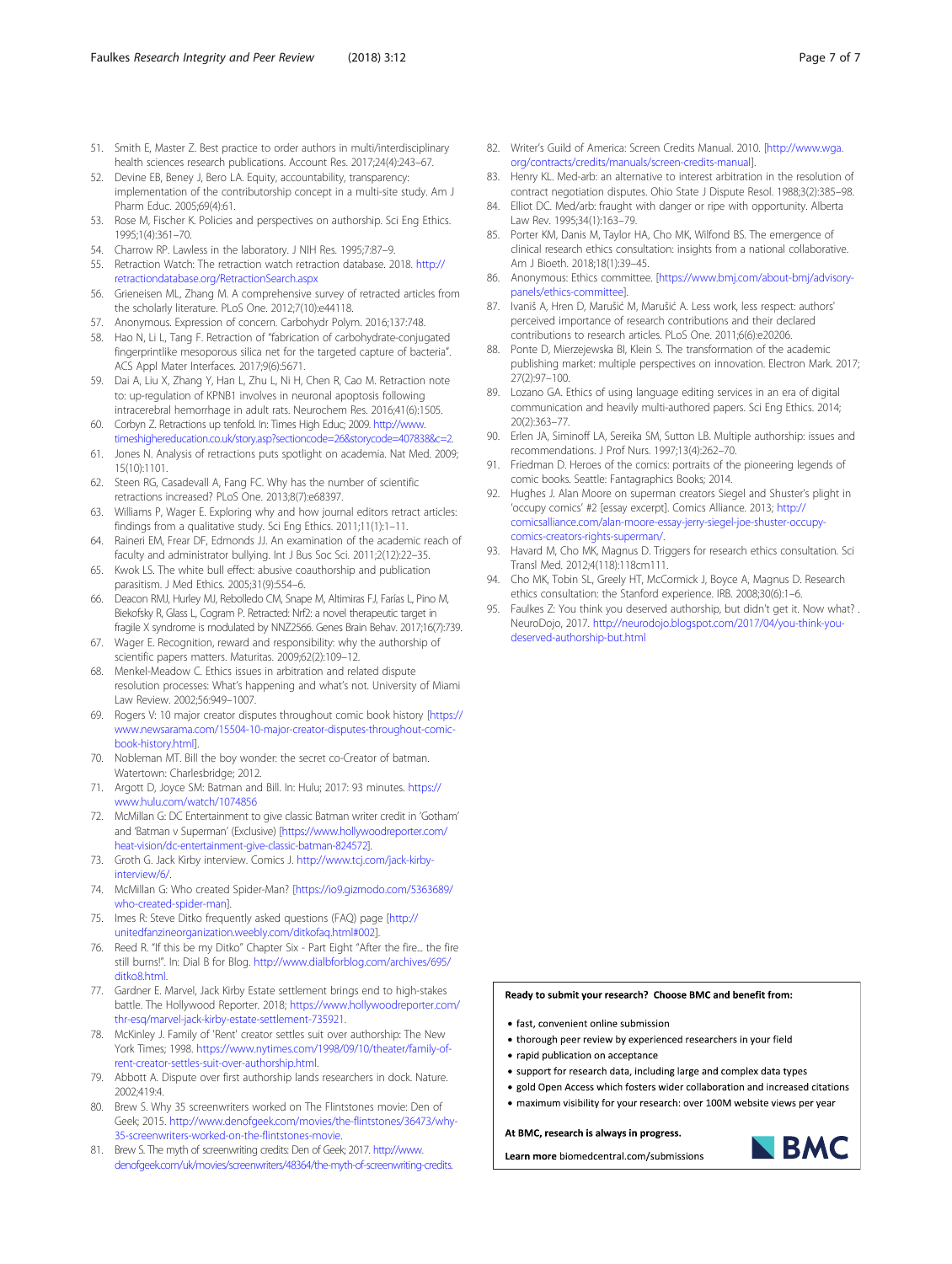51. Smith E, Master Z. Best practice to order authors in multi/interdisciplinary health sciences research publications. Account Res. 2017;24(4):243–67.
52. Devine EB, Beney J, Bero LA. Equity, accountability, transparency: implementation of the contributorship concept in a multi-site study. Am J Pharm Educ. 2005;69(4):61.
53. Rose M, Fischer K. Policies and perspectives on authorship. Sci Eng Ethics. 1995;1(4):361–70.
54. Charrow RP. Lawless in the laboratory. J NIH Res. 1995;7:87–9.
55. Retraction Watch: The retraction watch retraction database. 2018. http://retractiondatabase.org/RetractionSearch.aspx
56. Grieneisen ML, Zhang M. A comprehensive survey of retracted articles from the scholarly literature. PLoS One. 2012;7(10):e44118.
57. Anonymous. Expression of concern. Carbohydr Polym. 2016;137:748.
58. Hao N, Li L, Tang F. Retraction of "fabrication of carbohydrate-conjugated fingerprintlike mesoporous silica net for the targeted capture of bacteria". ACS Appl Mater Interfaces. 2017;9(6):5671.
59. Dai A, Liu X, Zhang Y, Han L, Zhu L, Ni H, Chen R, Cao M. Retraction note to: up-regulation of KPNB1 involves in neuronal apoptosis following intracerebral hemorrhage in adult rats. Neurochem Res. 2016;41(6):1505.
60. Corbyn Z. Retractions up tenfold. In: Times High Educ; 2009. http://www.timeshighereducation.co.uk/story.asp?sectioncode=26&storycode=407838&c=2.
61. Jones N. Analysis of retractions puts spotlight on academia. Nat Med. 2009;15(10):1101.
62. Steen RG, Casadevall A, Fang FC. Why has the number of scientific retractions increased? PLoS One. 2013;8(7):e68397.
63. Williams P, Wager E. Exploring why and how journal editors retract articles: findings from a qualitative study. Sci Eng Ethics. 2011;11(1):1–11.
64. Raineri EM, Frear DF, Edmonds JJ. An examination of the academic reach of faculty and administrator bullying. Int J Bus Soc Sci. 2011;2(12):22–35.
65. Kwok LS. The white bull effect: abusive coauthorship and publication parasitism. J Med Ethics. 2005;31(9):554–6.
66. Deacon RMJ, Hurley MJ, Rebolledo CM, Snape M, Altimiras FJ, Farías L, Pino M, Biekofsky R, Glass L, Cogram P. Retracted: Nrf2: a novel therapeutic target in fragile X syndrome is modulated by NNZ2566. Genes Brain Behav. 2017;16(7):739.
67. Wager E. Recognition, reward and responsibility: why the authorship of scientific papers matters. Maturitas. 2009;62(2):109–12.
68. Menkel-Meadow C. Ethics issues in arbitration and related dispute resolution processes: What's happening and what's not. University of Miami Law Review. 2002;56:949–1007.
69. Rogers V: 10 major creator disputes throughout comic book history [https://www.newsarama.com/15504-10-major-creator-disputes-throughout-comic-book-history.html].
70. Nobleman MT. Bill the boy wonder: the secret co-Creator of batman. Watertown: Charlesbridge; 2012.
71. Argott D, Joyce SM: Batman and Bill. In: Hulu; 2017: 93 minutes. https://www.hulu.com/watch/1074856
72. McMillan G: DC Entertainment to give classic Batman writer credit in 'Gotham' and 'Batman v Superman' (Exclusive) [https://www.hollywoodreporter.com/heat-vision/dc-entertainment-give-classic-batman-824572].
73. Groth G. Jack Kirby interview. Comics J. http://www.tcj.com/jack-kirby-interview/6/.
74. McMillan G: Who created Spider-Man? [https://io9.gizmodo.com/5363689/who-created-spider-man].
75. Imes R: Steve Ditko frequently asked questions (FAQ) page [http://unitedfanzineorganization.weebly.com/ditkofaq.html#002].
76. Reed R. "If this be my Ditko" Chapter Six - Part Eight "After the fire... the fire still burns!". In: Dial B for Blog. http://www.dialbforblog.com/archives/695/ditko8.html.
77. Gardner E. Marvel, Jack Kirby Estate settlement brings end to high-stakes battle. The Hollywood Reporter. 2018; https://www.hollywoodreporter.com/thr-esq/marvel-jack-kirby-estate-settlement-735921.
78. McKinley J. Family of 'Rent' creator settles suit over authorship: The New York Times; 1998. https://www.nytimes.com/1998/09/10/theater/family-of-rent-creator-settles-suit-over-authorship.html.
79. Abbott A. Dispute over first authorship lands researchers in dock. Nature. 2002;419:4.
80. Brew S. Why 35 screenwriters worked on The Flintstones movie: Den of Geek; 2015. http://www.denofgeek.com/movies/the-flintstones/36473/why-35-screenwriters-worked-on-the-flintstones-movie.
81. Brew S. The myth of screenwriting credits: Den of Geek; 2017. http://www.denofgeek.com/uk/movies/screenwriters/48364/the-myth-of-screenwriting-credits.
82. Writer's Guild of America: Screen Credits Manual. 2010. [http://www.wga.org/contracts/credits/manuals/screen-credits-manual].
83. Henry KL. Med-arb: an alternative to interest arbitration in the resolution of contract negotiation disputes. Ohio State J Dispute Resol. 1988;3(2):385–98.
84. Elliot DC. Med/arb: fraught with danger or ripe with opportunity. Alberta Law Rev. 1995;34(1):163–79.
85. Porter KM, Danis M, Taylor HA, Cho MK, Wilfond BS. The emergence of clinical research ethics consultation: insights from a national collaborative. Am J Bioeth. 2018;18(1):39–45.
86. Anonymous: Ethics committee. [https://www.bmj.com/about-bmj/advisory-panels/ethics-committee].
87. Ivaniš A, Hren D, Marušić M, Marušić A. Less work, less respect: authors' perceived importance of research contributions and their declared contributions to research articles. PLoS One. 2011;6(6):e20206.
88. Ponte D, Mierzejewska BI, Klein S. The transformation of the academic publishing market: multiple perspectives on innovation. Electron Mark. 2017;27(2):97–100.
89. Lozano GA. Ethics of using language editing services in an era of digital communication and heavily multi-authored papers. Sci Eng Ethics. 2014;20(2):363–77.
90. Erlen JA, Siminoff LA, Sereika SM, Sutton LB. Multiple authorship: issues and recommendations. J Prof Nurs. 1997;13(4):262–70.
91. Friedman D. Heroes of the comics: portraits of the pioneering legends of comic books. Seattle: Fantagraphics Books; 2014.
92. Hughes J. Alan Moore on superman creators Siegel and Shuster's plight in 'occupy comics' #2 [essay excerpt]. Comics Alliance. 2013; http://comicsalliance.com/alan-moore-essay-jerry-siegel-joe-shuster-occupy-comics-creators-rights-superman/.
93. Havard M, Cho MK, Magnus D. Triggers for research ethics consultation. Sci Transl Med. 2012;4(118):118cm111.
94. Cho MK, Tobin SL, Greely HT, McCormick J, Boyce A, Magnus D. Research ethics consultation: the Stanford experience. IRB. 2008;30(6):1–6.
95. Faulkes Z: You think you deserved authorship, but didn't get it. Now what? . NeuroDojo, 2017. http://neurodojo.blogspot.com/2017/04/you-think-you-deserved-authorship-but.html

**Ready to submit your research? Choose BMC and benefit from:**

- fast, convenient online submission
- thorough peer review by experienced researchers in your field
- rapid publication on acceptance
- support for research data, including large and complex data types
- gold Open Access which fosters wider collaboration and increased citations
- maximum visibility for your research: over 100M website views per year

**At BMC, research is always in progress.**

**Learn more** biomedcentral.com/submissions

BMC